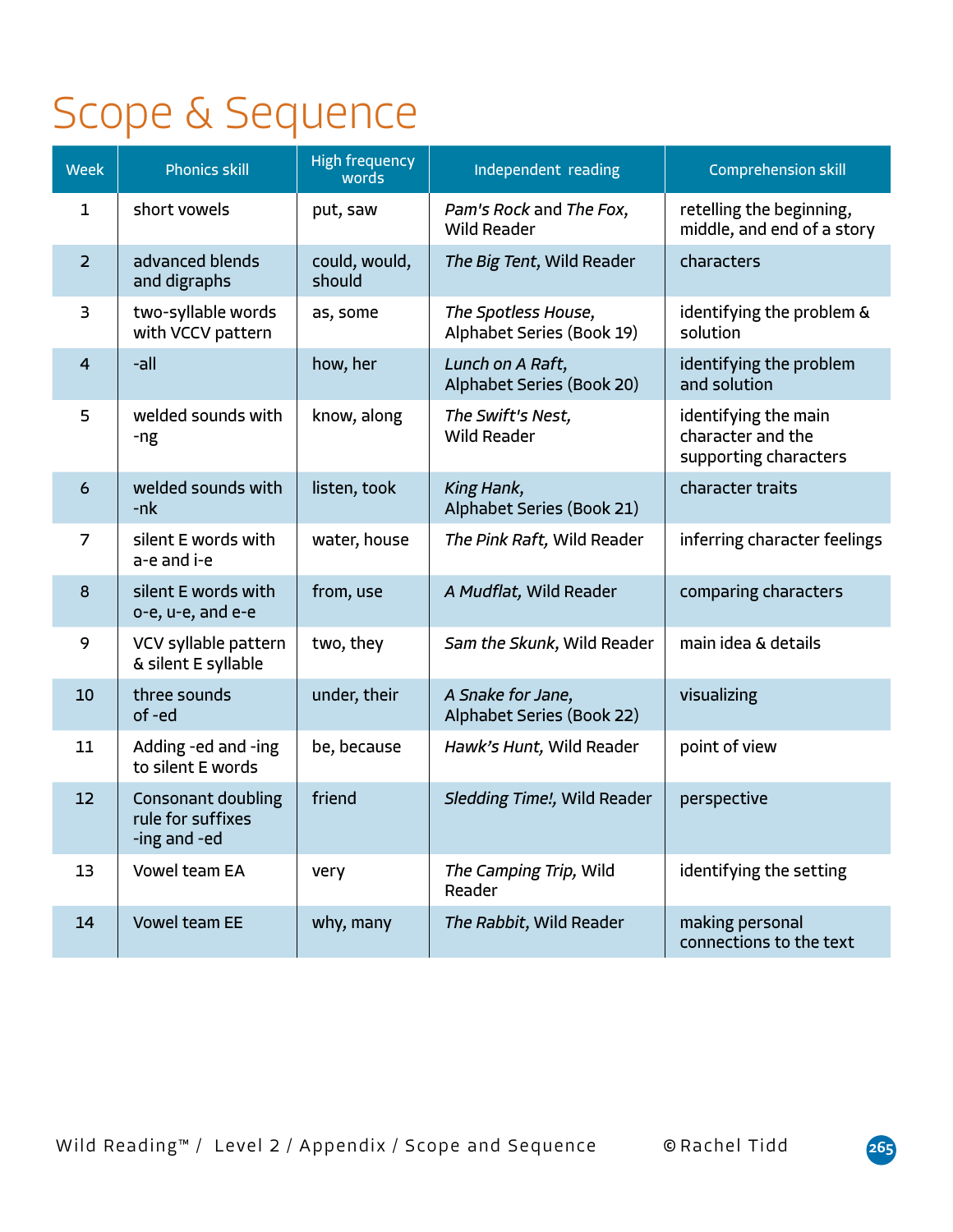# Scope & Sequence

| Week | Phonics skill | High frequency words | Independent reading | Comprehension skill |
|---|---|---|---|---|
| 1 | short vowels | put, saw | *Pam's Rock* and *The Fox*, Wild Reader | retelling the beginning, middle, and end of a story |
| 2 | advanced blends and digraphs | could, would, should | *The Big Tent*, Wild Reader | characters |
| 3 | two-syllable words with VCCV pattern | as, some | *The Spotless House*, Alphabet Series (Book 19) | identifying the problem & solution |
| 4 | -all | how, her | *Lunch on A Raft*, Alphabet Series (Book 20) | identifying the problem and solution |
| 5 | welded sounds with -ng | know, along | *The Swift's Nest*, Wild Reader | identifying the main character and the supporting characters |
| 6 | welded sounds with -nk | listen, took | *King Hank*, Alphabet Series (Book 21) | character traits |
| 7 | silent E words with a-e and i-e | water, house | *The Pink Raft*, Wild Reader | inferring character feelings |
| 8 | silent E words with o-e, u-e, and e-e | from, use | *A Mudflat*, Wild Reader | comparing characters |
| 9 | VCV syllable pattern & silent E syllable | two, they | *Sam the Skunk*, Wild Reader | main idea & details |
| 10 | three sounds of -ed | under, their | *A Snake for Jane*, Alphabet Series (Book 22) | visualizing |
| 11 | Adding -ed and -ing to silent E words | be, because | *Hawk's Hunt*, Wild Reader | point of view |
| 12 | Consonant doubling rule for suffixes -ing and -ed | friend | *Sledding Time!*, Wild Reader | perspective |
| 13 | Vowel team EA | very | *The Camping Trip*, Wild Reader | identifying the setting |
| 14 | Vowel team EE | why, many | *The Rabbit*, Wild Reader | making personal connections to the text |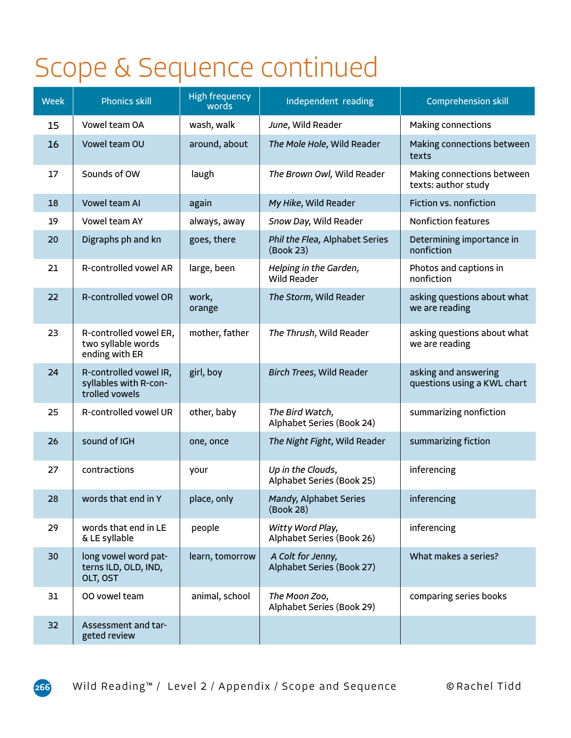# Scope & Sequence continued

| Week | Phonics skill | High frequency words | Independent reading | Comprehension skill |
|---|---|---|---|---|
| 15 | Vowel team OA | wash, walk | *June*, Wild Reader | Making connections |
| 16 | Vowel team OU | around, about | *The Mole Hole*, Wild Reader | Making connections between texts |
| 17 | Sounds of OW | laugh | *The Brown Owl*, Wild Reader | Making connections between texts: author study |
| 18 | Vowel team AI | again | *My Hike*, Wild Reader | Fiction vs. nonfiction |
| 19 | Vowel team AY | always, away | *Snow Day*, Wild Reader | Nonfiction features |
| 20 | Digraphs ph and kn | goes, there | *Phil the Flea*, Alphabet Series (Book 23) | Determining importance in nonfiction |
| 21 | R-controlled vowel AR | large, been | *Helping in the Garden*, Wild Reader | Photos and captions in nonfiction |
| 22 | R-controlled vowel OR | work, orange | *The Storm*, Wild Reader | asking questions about what we are reading |
| 23 | R-controlled vowel ER, two syllable words ending with ER | mother, father | *The Thrush*, Wild Reader | asking questions about what we are reading |
| 24 | R-controlled vowel IR, syllables with R-controlled vowels | girl, boy | *Birch Trees*, Wild Reader | asking and answering questions using a KWL chart |
| 25 | R-controlled vowel UR | other, baby | *The Bird Watch*, Alphabet Series (Book 24) | summarizing nonfiction |
| 26 | sound of IGH | one, once | *The Night Fight*, Wild Reader | summarizing fiction |
| 27 | contractions | your | *Up in the Clouds*, Alphabet Series (Book 25) | inferencing |
| 28 | words that end in Y | place, only | *Mandy*, Alphabet Series (Book 28) | inferencing |
| 29 | words that end in LE & LE syllable | people | *Witty Word Play*, Alphabet Series (Book 26) | inferencing |
| 30 | long vowel word patterns ILD, OLD, IND, OLT, OST | learn, tomorrow | *A Colt for Jenny*, Alphabet Series (Book 27) | What makes a series? |
| 31 | OO vowel team | animal, school | *The Moon Zoo*, Alphabet Series (Book 29) | comparing series books |
| 32 | Assessment and targeted review | | | |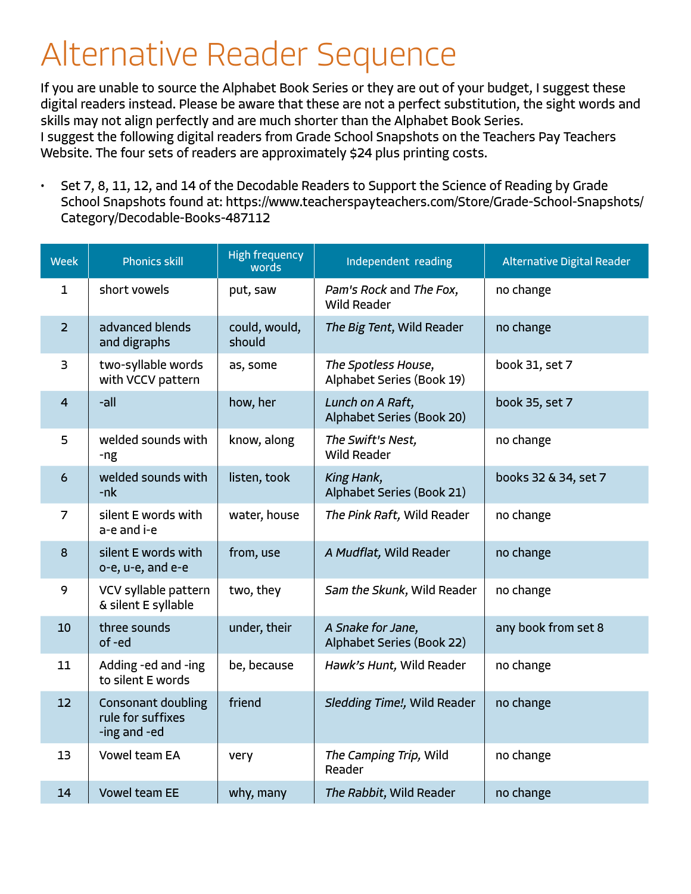# Alternative Reader Sequence

If you are unable to source the Alphabet Book Series or they are out of your budget, I suggest these digital readers instead. Please be aware that these are not a perfect substitution, the sight words and skills may not align perfectly and are much shorter than the Alphabet Book Series.
I suggest the following digital readers from Grade School Snapshots on the Teachers Pay Teachers Website. The four sets of readers are approximately $24 plus printing costs.

- Set 7, 8, 11, 12, and 14 of the Decodable Readers to Support the Science of Reading by Grade School Snapshots found at: https://www.teacherspayteachers.com/Store/Grade-School-Snapshots/Category/Decodable-Books-487112

| Week | Phonics skill | High frequency words | Independent reading | Alternative Digital Reader |
|---|---|---|---|---|
| 1 | short vowels | put, saw | *Pam's Rock* and *The Fox*, Wild Reader | no change |
| 2 | advanced blends and digraphs | could, would, should | *The Big Tent*, Wild Reader | no change |
| 3 | two-syllable words with VCCV pattern | as, some | *The Spotless House*, Alphabet Series (Book 19) | book 31, set 7 |
| 4 | -all | how, her | *Lunch on A Raft*, Alphabet Series (Book 20) | book 35, set 7 |
| 5 | welded sounds with -ng | know, along | *The Swift's Nest*, Wild Reader | no change |
| 6 | welded sounds with -nk | listen, took | *King Hank*, Alphabet Series (Book 21) | books 32 & 34, set 7 |
| 7 | silent E words with a-e and i-e | water, house | *The Pink Raft*, Wild Reader | no change |
| 8 | silent E words with o-e, u-e, and e-e | from, use | *A Mudflat*, Wild Reader | no change |
| 9 | VCV syllable pattern & silent E syllable | two, they | *Sam the Skunk*, Wild Reader | no change |
| 10 | three sounds of -ed | under, their | *A Snake for Jane*, Alphabet Series (Book 22) | any book from set 8 |
| 11 | Adding -ed and -ing to silent E words | be, because | *Hawk's Hunt*, Wild Reader | no change |
| 12 | Consonant doubling rule for suffixes -ing and -ed | friend | *Sledding Time!*, Wild Reader | no change |
| 13 | Vowel team EA | very | *The Camping Trip*, Wild Reader | no change |
| 14 | Vowel team EE | why, many | *The Rabbit*, Wild Reader | no change |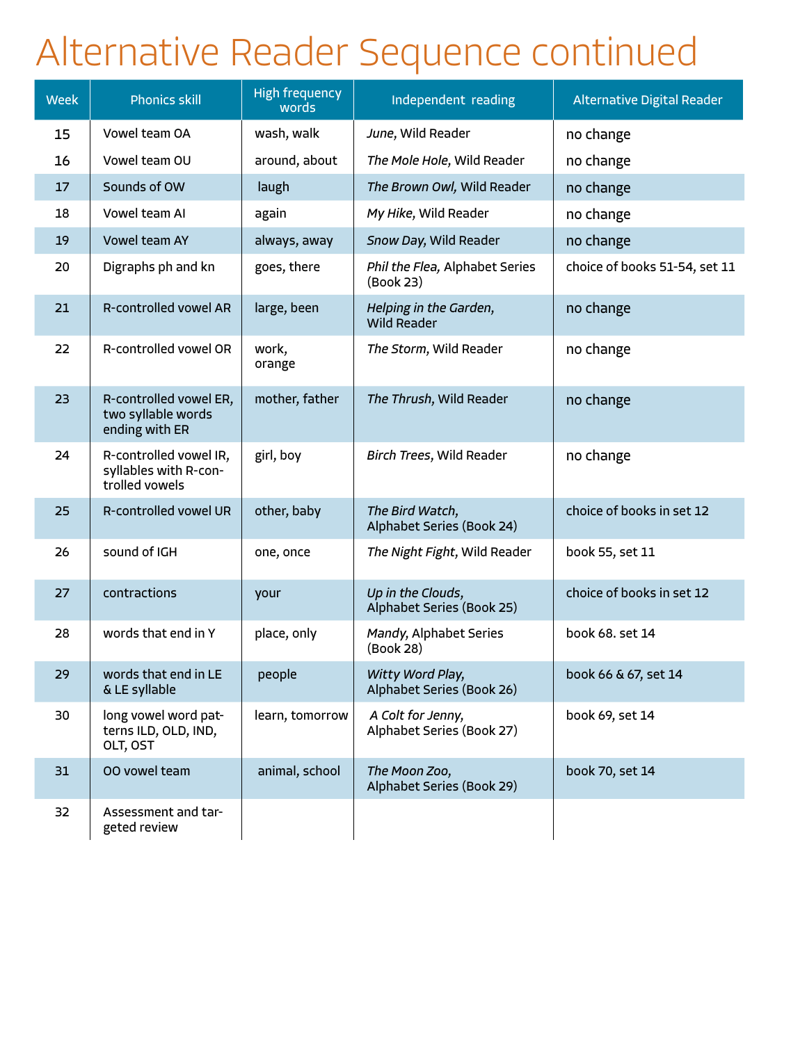# Alternative Reader Sequence continued

| Week | Phonics skill | High frequency words | Independent reading | Alternative Digital Reader |
|---|---|---|---|---|
| 15 | Vowel team OA | wash, walk | *June*, Wild Reader | no change |
| 16 | Vowel team OU | around, about | *The Mole Hole*, Wild Reader | no change |
| 17 | Sounds of OW | laugh | *The Brown Owl,* Wild Reader | no change |
| 18 | Vowel team AI | again | *My Hike*, Wild Reader | no change |
| 19 | Vowel team AY | always, away | *Snow Day*, Wild Reader | no change |
| 20 | Digraphs ph and kn | goes, there | *Phil the Flea,* Alphabet Series (Book 23) | choice of books 51-54, set 11 |
| 21 | R-controlled vowel AR | large, been | *Helping in the Garden*, Wild Reader | no change |
| 22 | R-controlled vowel OR | work, orange | *The Storm*, Wild Reader | no change |
| 23 | R-controlled vowel ER, two syllable words ending with ER | mother, father | *The Thrush,* Wild Reader | no change |
| 24 | R-controlled vowel IR, syllables with R-controlled vowels | girl, boy | *Birch Trees*, Wild Reader | no change |
| 25 | R-controlled vowel UR | other, baby | *The Bird Watch*, Alphabet Series (Book 24) | choice of books in set 12 |
| 26 | sound of IGH | one, once | *The Night Fight*, Wild Reader | book 55, set 11 |
| 27 | contractions | your | *Up in the Clouds*, Alphabet Series (Book 25) | choice of books in set 12 |
| 28 | words that end in Y | place, only | *Mandy*, Alphabet Series (Book 28) | book 68. set 14 |
| 29 | words that end in LE & LE syllable | people | *Witty Word Play*, Alphabet Series (Book 26) | book 66 & 67, set 14 |
| 30 | long vowel word patterns ILD, OLD, IND, OLT, OST | learn, tomorrow | *A Colt for Jenny*, Alphabet Series (Book 27) | book 69, set 14 |
| 31 | OO vowel team | animal, school | *The Moon Zoo*, Alphabet Series (Book 29) | book 70, set 14 |
| 32 | Assessment and targeted review | | | |